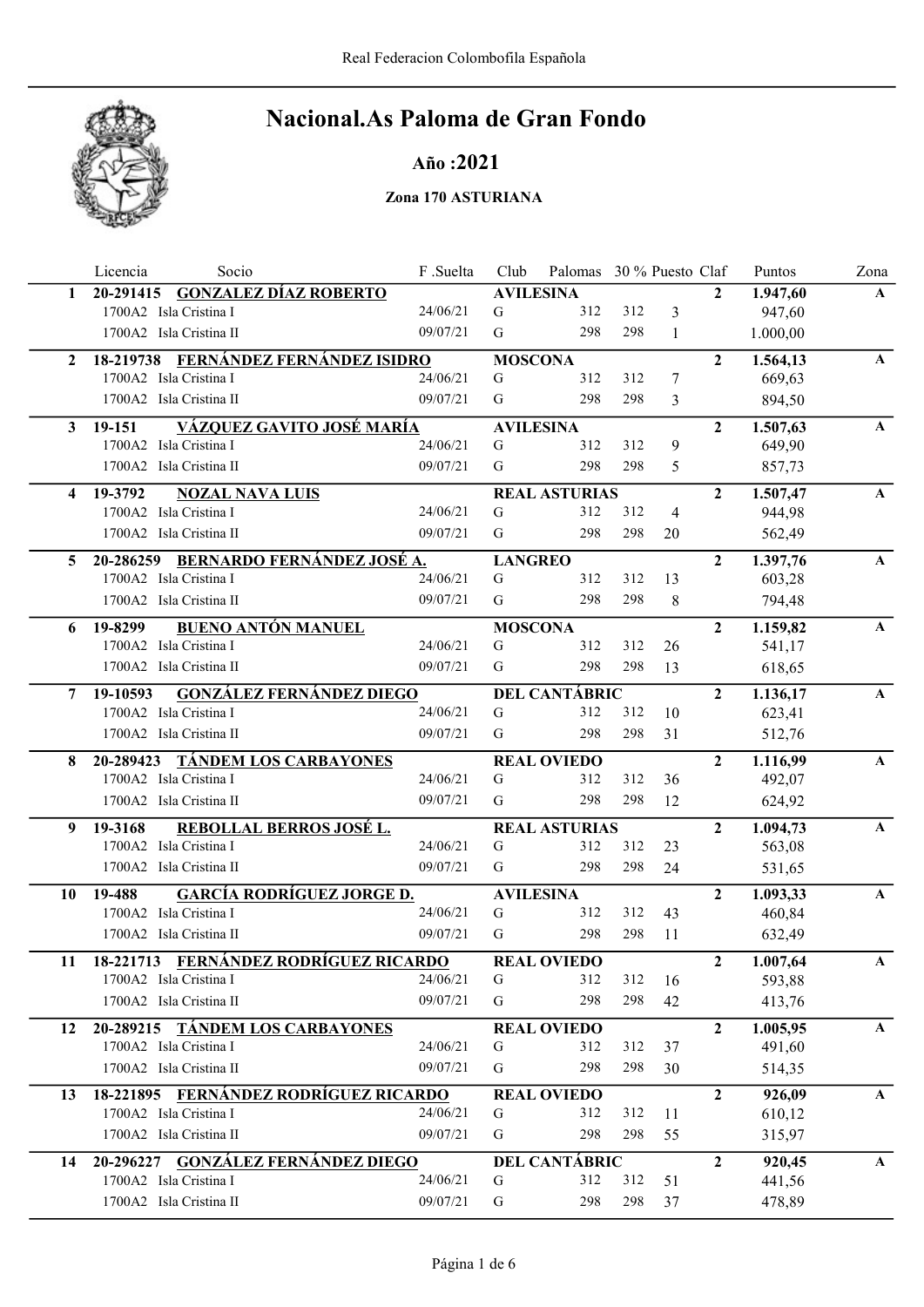# Nacional.As Paloma de Gran Fondo

## Año :2021

### Zona 170 ASTURIANA

| | Licencia | Socio | F .Suelta | Club | Palomas | 30 % | Puesto | Claf | Puntos | Zona |
|---|---|---|---|---|---|---|---|---|---|---|
| **1** | **20-291415** | **GONZALEZ DÍAZ ROBERTO** | | **AVILESINA** | | | | **2** | **1.947,60** | **A** |
| | 1700A2 | Isla Cristina I | 24/06/21 | G | 312 | 312 | 3 | | 947,60 | |
| | 1700A2 | Isla Cristina II | 09/07/21 | G | 298 | 298 | 1 | | 1.000,00 | |
| **2** | **18-219738** | **FERNÁNDEZ FERNÁNDEZ ISIDRO** | | **MOSCONA** | | | | **2** | **1.564,13** | **A** |
| | 1700A2 | Isla Cristina I | 24/06/21 | G | 312 | 312 | 7 | | 669,63 | |
| | 1700A2 | Isla Cristina II | 09/07/21 | G | 298 | 298 | 3 | | 894,50 | |
| **3** | **19-151** | **VÁZQUEZ GAVITO JOSÉ MARÍA** | | **AVILESINA** | | | | **2** | **1.507,63** | **A** |
| | 1700A2 | Isla Cristina I | 24/06/21 | G | 312 | 312 | 9 | | 649,90 | |
| | 1700A2 | Isla Cristina II | 09/07/21 | G | 298 | 298 | 5 | | 857,73 | |
| **4** | **19-3792** | **NOZAL NAVA LUIS** | | **REAL ASTURIAS** | | | | **2** | **1.507,47** | **A** |
| | 1700A2 | Isla Cristina I | 24/06/21 | G | 312 | 312 | 4 | | 944,98 | |
| | 1700A2 | Isla Cristina II | 09/07/21 | G | 298 | 298 | 20 | | 562,49 | |
| **5** | **20-286259** | **BERNARDO FERNÁNDEZ JOSÉ A.** | | **LANGREO** | | | | **2** | **1.397,76** | **A** |
| | 1700A2 | Isla Cristina I | 24/06/21 | G | 312 | 312 | 13 | | 603,28 | |
| | 1700A2 | Isla Cristina II | 09/07/21 | G | 298 | 298 | 8 | | 794,48 | |
| **6** | **19-8299** | **BUENO ANTÓN MANUEL** | | **MOSCONA** | | | | **2** | **1.159,82** | **A** |
| | 1700A2 | Isla Cristina I | 24/06/21 | G | 312 | 312 | 26 | | 541,17 | |
| | 1700A2 | Isla Cristina II | 09/07/21 | G | 298 | 298 | 13 | | 618,65 | |
| **7** | **19-10593** | **GONZÁLEZ FERNÁNDEZ DIEGO** | | **DEL CANTÁBRIC** | | | | **2** | **1.136,17** | **A** |
| | 1700A2 | Isla Cristina I | 24/06/21 | G | 312 | 312 | 10 | | 623,41 | |
| | 1700A2 | Isla Cristina II | 09/07/21 | G | 298 | 298 | 31 | | 512,76 | |
| **8** | **20-289423** | **TÁNDEM LOS CARBAYONES** | | **REAL OVIEDO** | | | | **2** | **1.116,99** | **A** |
| | 1700A2 | Isla Cristina I | 24/06/21 | G | 312 | 312 | 36 | | 492,07 | |
| | 1700A2 | Isla Cristina II | 09/07/21 | G | 298 | 298 | 12 | | 624,92 | |
| **9** | **19-3168** | **REBOLLAL BERROS JOSÉ L.** | | **REAL ASTURIAS** | | | | **2** | **1.094,73** | **A** |
| | 1700A2 | Isla Cristina I | 24/06/21 | G | 312 | 312 | 23 | | 563,08 | |
| | 1700A2 | Isla Cristina II | 09/07/21 | G | 298 | 298 | 24 | | 531,65 | |
| **10** | **19-488** | **GARCÍA RODRÍGUEZ JORGE D.** | | **AVILESINA** | | | | **2** | **1.093,33** | **A** |
| | 1700A2 | Isla Cristina I | 24/06/21 | G | 312 | 312 | 43 | | 460,84 | |
| | 1700A2 | Isla Cristina II | 09/07/21 | G | 298 | 298 | 11 | | 632,49 | |
| **11** | **18-221713** | **FERNÁNDEZ RODRÍGUEZ RICARDO** | | **REAL OVIEDO** | | | | **2** | **1.007,64** | **A** |
| | 1700A2 | Isla Cristina I | 24/06/21 | G | 312 | 312 | 16 | | 593,88 | |
| | 1700A2 | Isla Cristina II | 09/07/21 | G | 298 | 298 | 42 | | 413,76 | |
| **12** | **20-289215** | **TÁNDEM LOS CARBAYONES** | | **REAL OVIEDO** | | | | **2** | **1.005,95** | **A** |
| | 1700A2 | Isla Cristina I | 24/06/21 | G | 312 | 312 | 37 | | 491,60 | |
| | 1700A2 | Isla Cristina II | 09/07/21 | G | 298 | 298 | 30 | | 514,35 | |
| **13** | **18-221895** | **FERNÁNDEZ RODRÍGUEZ RICARDO** | | **REAL OVIEDO** | | | | **2** | **926,09** | **A** |
| | 1700A2 | Isla Cristina I | 24/06/21 | G | 312 | 312 | 11 | | 610,12 | |
| | 1700A2 | Isla Cristina II | 09/07/21 | G | 298 | 298 | 55 | | 315,97 | |
| **14** | **20-296227** | **GONZÁLEZ FERNÁNDEZ DIEGO** | | **DEL CANTÁBRIC** | | | | **2** | **920,45** | **A** |
| | 1700A2 | Isla Cristina I | 24/06/21 | G | 312 | 312 | 51 | | 441,56 | |
| | 1700A2 | Isla Cristina II | 09/07/21 | G | 298 | 298 | 37 | | 478,89 | |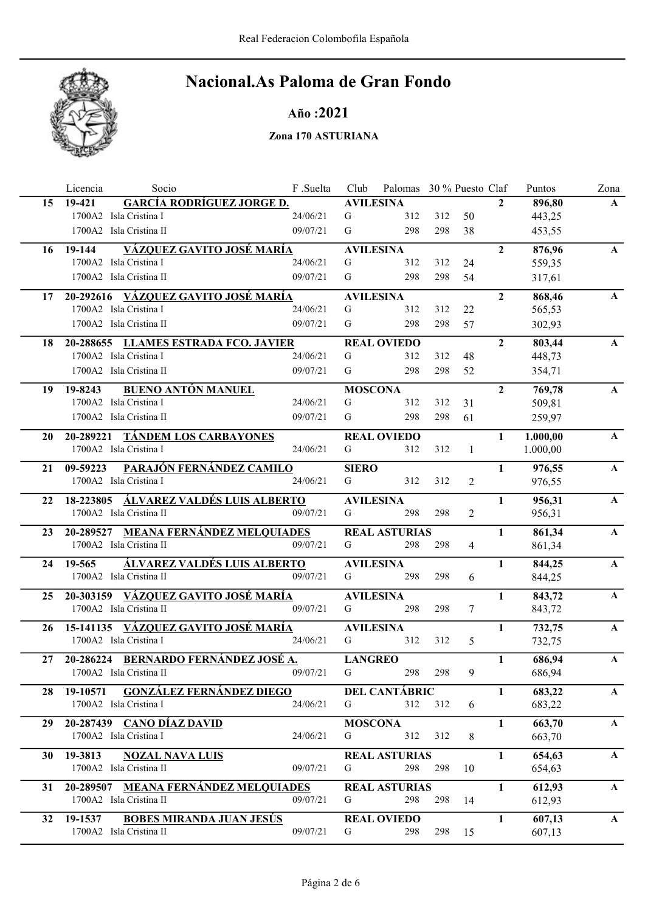# Nacional.As Paloma de Gran Fondo

## Año :2021

### Zona 170 ASTURIANA

| | Licencia | Socio | F .Suelta | Club | Palomas | 30 % | Puesto | Claf | Puntos | Zona |
|---|---|---|---|---|---|---|---|---|---|---|
| **15** | **19-421** | **GARCÍA RODRÍGUEZ JORGE D.** | | **AVILESINA** | | | | **2** | **896,80** | **A** |
| | 1700A2 | Isla Cristina I | 24/06/21 | G | 312 | 312 | 50 | | 443,25 | |
| | 1700A2 | Isla Cristina II | 09/07/21 | G | 298 | 298 | 38 | | 453,55 | |
| **16** | **19-144** | **VÁZQUEZ GAVITO JOSÉ MARÍA** | | **AVILESINA** | | | | **2** | **876,96** | **A** |
| | 1700A2 | Isla Cristina I | 24/06/21 | G | 312 | 312 | 24 | | 559,35 | |
| | 1700A2 | Isla Cristina II | 09/07/21 | G | 298 | 298 | 54 | | 317,61 | |
| **17** | **20-292616** | **VÁZQUEZ GAVITO JOSÉ MARÍA** | | **AVILESINA** | | | | **2** | **868,46** | **A** |
| | 1700A2 | Isla Cristina I | 24/06/21 | G | 312 | 312 | 22 | | 565,53 | |
| | 1700A2 | Isla Cristina II | 09/07/21 | G | 298 | 298 | 57 | | 302,93 | |
| **18** | **20-288655** | **LLAMES ESTRADA FCO. JAVIER** | | **REAL OVIEDO** | | | | **2** | **803,44** | **A** |
| | 1700A2 | Isla Cristina I | 24/06/21 | G | 312 | 312 | 48 | | 448,73 | |
| | 1700A2 | Isla Cristina II | 09/07/21 | G | 298 | 298 | 52 | | 354,71 | |
| **19** | **19-8243** | **BUENO ANTÓN MANUEL** | | **MOSCONA** | | | | **2** | **769,78** | **A** |
| | 1700A2 | Isla Cristina I | 24/06/21 | G | 312 | 312 | 31 | | 509,81 | |
| | 1700A2 | Isla Cristina II | 09/07/21 | G | 298 | 298 | 61 | | 259,97 | |
| **20** | **20-289221** | **TÁNDEM LOS CARBAYONES** | | **REAL OVIEDO** | | | | **1** | **1.000,00** | **A** |
| | 1700A2 | Isla Cristina I | 24/06/21 | G | 312 | 312 | 1 | | 1.000,00 | |
| **21** | **09-59223** | **PARAJÓN FERNÁNDEZ CAMILO** | | **SIERO** | | | | **1** | **976,55** | **A** |
| | 1700A2 | Isla Cristina I | 24/06/21 | G | 312 | 312 | 2 | | 976,55 | |
| **22** | **18-223805** | **ÁLVAREZ VALDÉS LUIS ALBERTO** | | **AVILESINA** | | | | **1** | **956,31** | **A** |
| | 1700A2 | Isla Cristina II | 09/07/21 | G | 298 | 298 | 2 | | 956,31 | |
| **23** | **20-289527** | **MEANA FERNÁNDEZ MELQUIADES** | | **REAL ASTURIAS** | | | | **1** | **861,34** | **A** |
| | 1700A2 | Isla Cristina II | 09/07/21 | G | 298 | 298 | 4 | | 861,34 | |
| **24** | **19-565** | **ÁLVAREZ VALDÉS LUIS ALBERTO** | | **AVILESINA** | | | | **1** | **844,25** | **A** |
| | 1700A2 | Isla Cristina II | 09/07/21 | G | 298 | 298 | 6 | | 844,25 | |
| **25** | **20-303159** | **VÁZQUEZ GAVITO JOSÉ MARÍA** | | **AVILESINA** | | | | **1** | **843,72** | **A** |
| | 1700A2 | Isla Cristina II | 09/07/21 | G | 298 | 298 | 7 | | 843,72 | |
| **26** | **15-141135** | **VÁZQUEZ GAVITO JOSÉ MARÍA** | | **AVILESINA** | | | | **1** | **732,75** | **A** |
| | 1700A2 | Isla Cristina I | 24/06/21 | G | 312 | 312 | 5 | | 732,75 | |
| **27** | **20-286224** | **BERNARDO FERNÁNDEZ JOSÉ A.** | | **LANGREO** | | | | **1** | **686,94** | **A** |
| | 1700A2 | Isla Cristina II | 09/07/21 | G | 298 | 298 | 9 | | 686,94 | |
| **28** | **19-10571** | **GONZÁLEZ FERNÁNDEZ DIEGO** | | **DEL CANTÁBRIC** | | | | **1** | **683,22** | **A** |
| | 1700A2 | Isla Cristina I | 24/06/21 | G | 312 | 312 | 6 | | 683,22 | |
| **29** | **20-287439** | **CANO DÍAZ DAVID** | | **MOSCONA** | | | | **1** | **663,70** | **A** |
| | 1700A2 | Isla Cristina I | 24/06/21 | G | 312 | 312 | 8 | | 663,70 | |
| **30** | **19-3813** | **NOZAL NAVA LUIS** | | **REAL ASTURIAS** | | | | **1** | **654,63** | **A** |
| | 1700A2 | Isla Cristina II | 09/07/21 | G | 298 | 298 | 10 | | 654,63 | |
| **31** | **20-289507** | **MEANA FERNÁNDEZ MELQUIADES** | | **REAL ASTURIAS** | | | | **1** | **612,93** | **A** |
| | 1700A2 | Isla Cristina II | 09/07/21 | G | 298 | 298 | 14 | | 612,93 | |
| **32** | **19-1537** | **BOBES MIRANDA JUAN JESÚS** | | **REAL OVIEDO** | | | | **1** | **607,13** | **A** |
| | 1700A2 | Isla Cristina II | 09/07/21 | G | 298 | 298 | 15 | | 607,13 | |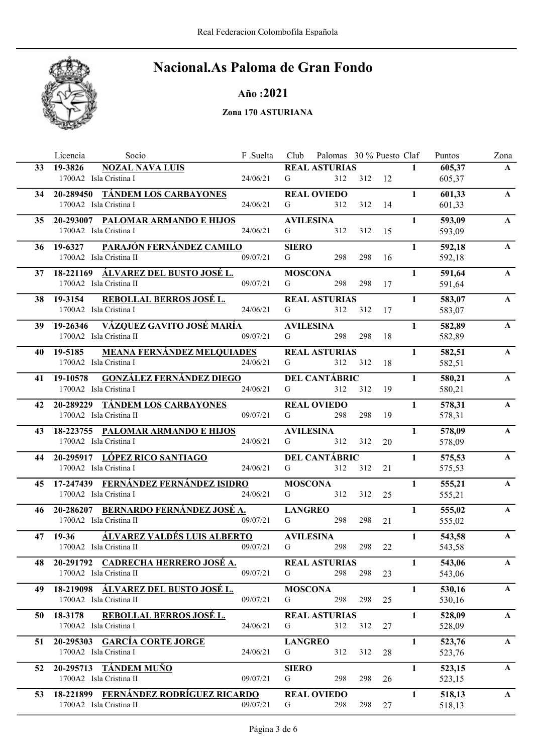Real Federacion Colombofila Española

# Nacional.As Paloma de Gran Fondo

## Año :2021

### Zona 170 ASTURIANA

| | Licencia | Socio | F .Suelta | Club | Palomas | 30 % | Puesto | Claf | Puntos | Zona |
|---|---|---|---|---|---|---|---|---|---|---|
| **33** | **19-3826** | **NOZAL NAVA LUIS** | | **REAL ASTURIAS** | | | | **1** | **605,37** | **A** |
| | 1700A2 | Isla Cristina I | 24/06/21 | G | 312 | 312 | 12 | | 605,37 | |
| **34** | **20-289450** | **TÁNDEM LOS CARBAYONES** | | **REAL OVIEDO** | | | | **1** | **601,33** | **A** |
| | 1700A2 | Isla Cristina I | 24/06/21 | G | 312 | 312 | 14 | | 601,33 | |
| **35** | **20-293007** | **PALOMAR ARMANDO E HIJOS** | | **AVILESINA** | | | | **1** | **593,09** | **A** |
| | 1700A2 | Isla Cristina I | 24/06/21 | G | 312 | 312 | 15 | | 593,09 | |
| **36** | **19-6327** | **PARAJÓN FERNÁNDEZ CAMILO** | | **SIERO** | | | | **1** | **592,18** | **A** |
| | 1700A2 | Isla Cristina II | 09/07/21 | G | 298 | 298 | 16 | | 592,18 | |
| **37** | **18-221169** | **ÁLVAREZ DEL BUSTO JOSÉ L.** | | **MOSCONA** | | | | **1** | **591,64** | **A** |
| | 1700A2 | Isla Cristina II | 09/07/21 | G | 298 | 298 | 17 | | 591,64 | |
| **38** | **19-3154** | **REBOLLAL BERROS JOSÉ L.** | | **REAL ASTURIAS** | | | | **1** | **583,07** | **A** |
| | 1700A2 | Isla Cristina I | 24/06/21 | G | 312 | 312 | 17 | | 583,07 | |
| **39** | **19-26346** | **VÁZQUEZ GAVITO JOSÉ MARÍA** | | **AVILESINA** | | | | **1** | **582,89** | **A** |
| | 1700A2 | Isla Cristina II | 09/07/21 | G | 298 | 298 | 18 | | 582,89 | |
| **40** | **19-5185** | **MEANA FERNÁNDEZ MELQUIADES** | | **REAL ASTURIAS** | | | | **1** | **582,51** | **A** |
| | 1700A2 | Isla Cristina I | 24/06/21 | G | 312 | 312 | 18 | | 582,51 | |
| **41** | **19-10578** | **GONZÁLEZ FERNÁNDEZ DIEGO** | | **DEL CANTÁBRIC** | | | | **1** | **580,21** | **A** |
| | 1700A2 | Isla Cristina I | 24/06/21 | G | 312 | 312 | 19 | | 580,21 | |
| **42** | **20-289229** | **TÁNDEM LOS CARBAYONES** | | **REAL OVIEDO** | | | | **1** | **578,31** | **A** |
| | 1700A2 | Isla Cristina II | 09/07/21 | G | 298 | 298 | 19 | | 578,31 | |
| **43** | **18-223755** | **PALOMAR ARMANDO E HIJOS** | | **AVILESINA** | | | | **1** | **578,09** | **A** |
| | 1700A2 | Isla Cristina I | 24/06/21 | G | 312 | 312 | 20 | | 578,09 | |
| **44** | **20-295917** | **LÓPEZ RICO SANTIAGO** | | **DEL CANTÁBRIC** | | | | **1** | **575,53** | **A** |
| | 1700A2 | Isla Cristina I | 24/06/21 | G | 312 | 312 | 21 | | 575,53 | |
| **45** | **17-247439** | **FERNÁNDEZ FERNÁNDEZ ISIDRO** | | **MOSCONA** | | | | **1** | **555,21** | **A** |
| | 1700A2 | Isla Cristina I | 24/06/21 | G | 312 | 312 | 25 | | 555,21 | |
| **46** | **20-286207** | **BERNARDO FERNÁNDEZ JOSÉ A.** | | **LANGREO** | | | | **1** | **555,02** | **A** |
| | 1700A2 | Isla Cristina II | 09/07/21 | G | 298 | 298 | 21 | | 555,02 | |
| **47** | **19-36** | **ÁLVAREZ VALDÉS LUIS ALBERTO** | | **AVILESINA** | | | | **1** | **543,58** | **A** |
| | 1700A2 | Isla Cristina II | 09/07/21 | G | 298 | 298 | 22 | | 543,58 | |
| **48** | **20-291792** | **CADRECHA HERRERO JOSÉ A.** | | **REAL ASTURIAS** | | | | **1** | **543,06** | **A** |
| | 1700A2 | Isla Cristina II | 09/07/21 | G | 298 | 298 | 23 | | 543,06 | |
| **49** | **18-219098** | **ÁLVAREZ DEL BUSTO JOSÉ L.** | | **MOSCONA** | | | | **1** | **530,16** | **A** |
| | 1700A2 | Isla Cristina II | 09/07/21 | G | 298 | 298 | 25 | | 530,16 | |
| **50** | **18-3178** | **REBOLLAL BERROS JOSÉ L.** | | **REAL ASTURIAS** | | | | **1** | **528,09** | **A** |
| | 1700A2 | Isla Cristina I | 24/06/21 | G | 312 | 312 | 27 | | 528,09 | |
| **51** | **20-295303** | **GARCÍA CORTE JORGE** | | **LANGREO** | | | | **1** | **523,76** | **A** |
| | 1700A2 | Isla Cristina I | 24/06/21 | G | 312 | 312 | 28 | | 523,76 | |
| **52** | **20-295713** | **TÁNDEM MUÑO** | | **SIERO** | | | | **1** | **523,15** | **A** |
| | 1700A2 | Isla Cristina II | 09/07/21 | G | 298 | 298 | 26 | | 523,15 | |
| **53** | **18-221899** | **FERNÁNDEZ RODRÍGUEZ RICARDO** | | **REAL OVIEDO** | | | | **1** | **518,13** | **A** |
| | 1700A2 | Isla Cristina II | 09/07/21 | G | 298 | 298 | 27 | | 518,13 | |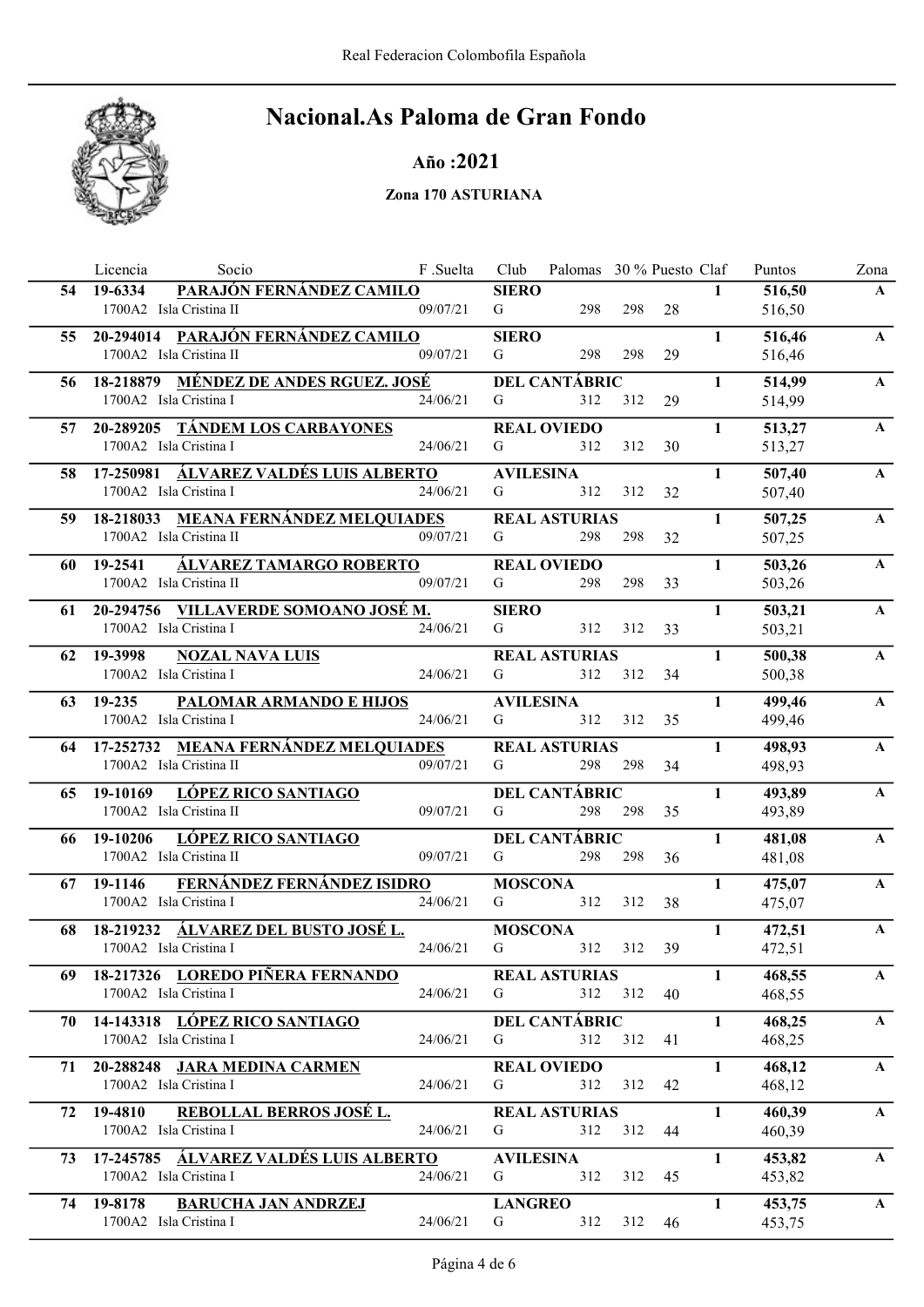Real Federacion Colombofila Española

# Nacional.As Paloma de Gran Fondo

## Año :2021

### Zona 170 ASTURIANA

| | Licencia | Socio | F .Suelta | Club | Palomas | 30 % | Puesto | Claf | Puntos | Zona |
|---|---|---|---|---|---|---|---|---|---|---|
| **54** | **19-6334** | **PARAJÓN FERNÁNDEZ CAMILO** | | **SIERO** | | | | **1** | **516,50** | **A** |
| | 1700A2 | Isla Cristina II | 09/07/21 | G | 298 | 298 | 28 | | 516,50 | |
| **55** | **20-294014** | **PARAJÓN FERNÁNDEZ CAMILO** | | **SIERO** | | | | **1** | **516,46** | **A** |
| | 1700A2 | Isla Cristina II | 09/07/21 | G | 298 | 298 | 29 | | 516,46 | |
| **56** | **18-218879** | **MÉNDEZ DE ANDES RGUEZ. JOSÉ** | | **DEL CANTÁBRIC** | | | | **1** | **514,99** | **A** |
| | 1700A2 | Isla Cristina I | 24/06/21 | G | 312 | 312 | 29 | | 514,99 | |
| **57** | **20-289205** | **TÁNDEM LOS CARBAYONES** | | **REAL OVIEDO** | | | | **1** | **513,27** | **A** |
| | 1700A2 | Isla Cristina I | 24/06/21 | G | 312 | 312 | 30 | | 513,27 | |
| **58** | **17-250981** | **ÁLVAREZ VALDÉS LUIS ALBERTO** | | **AVILESINA** | | | | **1** | **507,40** | **A** |
| | 1700A2 | Isla Cristina I | 24/06/21 | G | 312 | 312 | 32 | | 507,40 | |
| **59** | **18-218033** | **MEANA FERNÁNDEZ MELQUIADES** | | **REAL ASTURIAS** | | | | **1** | **507,25** | **A** |
| | 1700A2 | Isla Cristina II | 09/07/21 | G | 298 | 298 | 32 | | 507,25 | |
| **60** | **19-2541** | **ÁLVAREZ TAMARGO ROBERTO** | | **REAL OVIEDO** | | | | **1** | **503,26** | **A** |
| | 1700A2 | Isla Cristina II | 09/07/21 | G | 298 | 298 | 33 | | 503,26 | |
| **61** | **20-294756** | **VILLAVERDE SOMOANO JOSÉ M.** | | **SIERO** | | | | **1** | **503,21** | **A** |
| | 1700A2 | Isla Cristina I | 24/06/21 | G | 312 | 312 | 33 | | 503,21 | |
| **62** | **19-3998** | **NOZAL NAVA LUIS** | | **REAL ASTURIAS** | | | | **1** | **500,38** | **A** |
| | 1700A2 | Isla Cristina I | 24/06/21 | G | 312 | 312 | 34 | | 500,38 | |
| **63** | **19-235** | **PALOMAR ARMANDO E HIJOS** | | **AVILESINA** | | | | **1** | **499,46** | **A** |
| | 1700A2 | Isla Cristina I | 24/06/21 | G | 312 | 312 | 35 | | 499,46 | |
| **64** | **17-252732** | **MEANA FERNÁNDEZ MELQUIADES** | | **REAL ASTURIAS** | | | | **1** | **498,93** | **A** |
| | 1700A2 | Isla Cristina II | 09/07/21 | G | 298 | 298 | 34 | | 498,93 | |
| **65** | **19-10169** | **LÓPEZ RICO SANTIAGO** | | **DEL CANTÁBRIC** | | | | **1** | **493,89** | **A** |
| | 1700A2 | Isla Cristina II | 09/07/21 | G | 298 | 298 | 35 | | 493,89 | |
| **66** | **19-10206** | **LÓPEZ RICO SANTIAGO** | | **DEL CANTÁBRIC** | | | | **1** | **481,08** | **A** |
| | 1700A2 | Isla Cristina II | 09/07/21 | G | 298 | 298 | 36 | | 481,08 | |
| **67** | **19-1146** | **FERNÁNDEZ FERNÁNDEZ ISIDRO** | | **MOSCONA** | | | | **1** | **475,07** | **A** |
| | 1700A2 | Isla Cristina I | 24/06/21 | G | 312 | 312 | 38 | | 475,07 | |
| **68** | **18-219232** | **ÁLVAREZ DEL BUSTO JOSÉ L.** | | **MOSCONA** | | | | **1** | **472,51** | **A** |
| | 1700A2 | Isla Cristina I | 24/06/21 | G | 312 | 312 | 39 | | 472,51 | |
| **69** | **18-217326** | **LOREDO PIÑERA FERNANDO** | | **REAL ASTURIAS** | | | | **1** | **468,55** | **A** |
| | 1700A2 | Isla Cristina I | 24/06/21 | G | 312 | 312 | 40 | | 468,55 | |
| **70** | **14-143318** | **LÓPEZ RICO SANTIAGO** | | **DEL CANTÁBRIC** | | | | **1** | **468,25** | **A** |
| | 1700A2 | Isla Cristina I | 24/06/21 | G | 312 | 312 | 41 | | 468,25 | |
| **71** | **20-288248** | **JARA MEDINA CARMEN** | | **REAL OVIEDO** | | | | **1** | **468,12** | **A** |
| | 1700A2 | Isla Cristina I | 24/06/21 | G | 312 | 312 | 42 | | 468,12 | |
| **72** | **19-4810** | **REBOLLAL BERROS JOSÉ L.** | | **REAL ASTURIAS** | | | | **1** | **460,39** | **A** |
| | 1700A2 | Isla Cristina I | 24/06/21 | G | 312 | 312 | 44 | | 460,39 | |
| **73** | **17-245785** | **ÁLVAREZ VALDÉS LUIS ALBERTO** | | **AVILESINA** | | | | **1** | **453,82** | **A** |
| | 1700A2 | Isla Cristina I | 24/06/21 | G | 312 | 312 | 45 | | 453,82 | |
| **74** | **19-8178** | **BARUCHA JAN ANDRZEJ** | | **LANGREO** | | | | **1** | **453,75** | **A** |
| | 1700A2 | Isla Cristina I | 24/06/21 | G | 312 | 312 | 46 | | 453,75 | |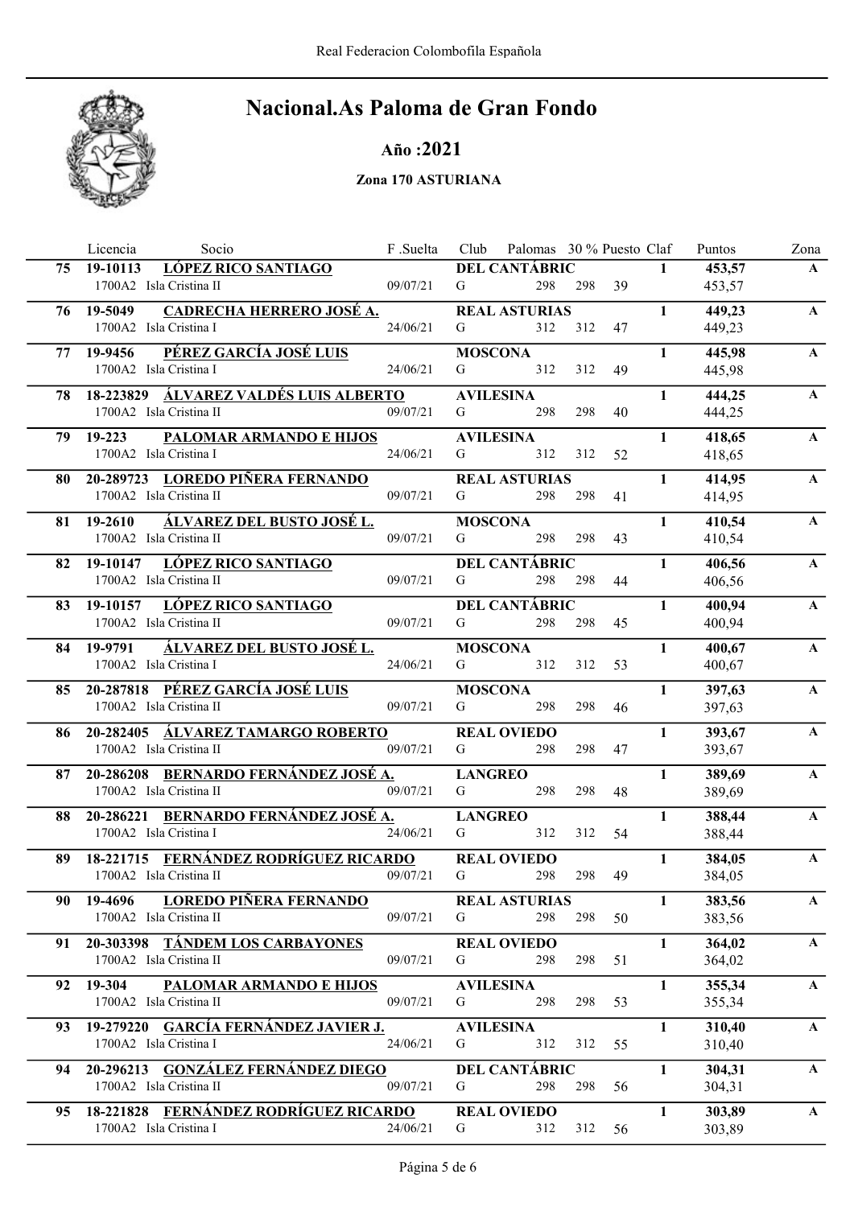# Nacional.As Paloma de Gran Fondo

**Año :2021**

**Zona 170 ASTURIANA**

| | Licencia | Socio | F .Suelta | Club | Palomas | 30 % | Puesto | Claf | Puntos | Zona |
|---|---|---|---|---|---|---|---|---|---|---|
| **75** | **19-10113** | **LÓPEZ RICO SANTIAGO** | | **DEL CANTÁBRIC** | | | | **1** | **453,57** | **A** |
| | 1700A2 | Isla Cristina II | 09/07/21 | G | 298 | 298 | 39 | | 453,57 | |
| **76** | **19-5049** | **CADRECHA HERRERO JOSÉ A.** | | **REAL ASTURIAS** | | | | **1** | **449,23** | **A** |
| | 1700A2 | Isla Cristina I | 24/06/21 | G | 312 | 312 | 47 | | 449,23 | |
| **77** | **19-9456** | **PÉREZ GARCÍA JOSÉ LUIS** | | **MOSCONA** | | | | **1** | **445,98** | **A** |
| | 1700A2 | Isla Cristina I | 24/06/21 | G | 312 | 312 | 49 | | 445,98 | |
| **78** | **18-223829** | **ÁLVAREZ VALDÉS LUIS ALBERTO** | | **AVILESINA** | | | | **1** | **444,25** | **A** |
| | 1700A2 | Isla Cristina II | 09/07/21 | G | 298 | 298 | 40 | | 444,25 | |
| **79** | **19-223** | **PALOMAR ARMANDO E HIJOS** | | **AVILESINA** | | | | **1** | **418,65** | **A** |
| | 1700A2 | Isla Cristina I | 24/06/21 | G | 312 | 312 | 52 | | 418,65 | |
| **80** | **20-289723** | **LOREDO PIÑERA FERNANDO** | | **REAL ASTURIAS** | | | | **1** | **414,95** | **A** |
| | 1700A2 | Isla Cristina II | 09/07/21 | G | 298 | 298 | 41 | | 414,95 | |
| **81** | **19-2610** | **ÁLVAREZ DEL BUSTO JOSÉ L.** | | **MOSCONA** | | | | **1** | **410,54** | **A** |
| | 1700A2 | Isla Cristina II | 09/07/21 | G | 298 | 298 | 43 | | 410,54 | |
| **82** | **19-10147** | **LÓPEZ RICO SANTIAGO** | | **DEL CANTÁBRIC** | | | | **1** | **406,56** | **A** |
| | 1700A2 | Isla Cristina II | 09/07/21 | G | 298 | 298 | 44 | | 406,56 | |
| **83** | **19-10157** | **LÓPEZ RICO SANTIAGO** | | **DEL CANTÁBRIC** | | | | **1** | **400,94** | **A** |
| | 1700A2 | Isla Cristina II | 09/07/21 | G | 298 | 298 | 45 | | 400,94 | |
| **84** | **19-9791** | **ÁLVAREZ DEL BUSTO JOSÉ L.** | | **MOSCONA** | | | | **1** | **400,67** | **A** |
| | 1700A2 | Isla Cristina I | 24/06/21 | G | 312 | 312 | 53 | | 400,67 | |
| **85** | **20-287818** | **PÉREZ GARCÍA JOSÉ LUIS** | | **MOSCONA** | | | | **1** | **397,63** | **A** |
| | 1700A2 | Isla Cristina II | 09/07/21 | G | 298 | 298 | 46 | | 397,63 | |
| **86** | **20-282405** | **ÁLVAREZ TAMARGO ROBERTO** | | **REAL OVIEDO** | | | | **1** | **393,67** | **A** |
| | 1700A2 | Isla Cristina II | 09/07/21 | G | 298 | 298 | 47 | | 393,67 | |
| **87** | **20-286208** | **BERNARDO FERNÁNDEZ JOSÉ A.** | | **LANGREO** | | | | **1** | **389,69** | **A** |
| | 1700A2 | Isla Cristina II | 09/07/21 | G | 298 | 298 | 48 | | 389,69 | |
| **88** | **20-286221** | **BERNARDO FERNÁNDEZ JOSÉ A.** | | **LANGREO** | | | | **1** | **388,44** | **A** |
| | 1700A2 | Isla Cristina I | 24/06/21 | G | 312 | 312 | 54 | | 388,44 | |
| **89** | **18-221715** | **FERNÁNDEZ RODRÍGUEZ RICARDO** | | **REAL OVIEDO** | | | | **1** | **384,05** | **A** |
| | 1700A2 | Isla Cristina II | 09/07/21 | G | 298 | 298 | 49 | | 384,05 | |
| **90** | **19-4696** | **LOREDO PIÑERA FERNANDO** | | **REAL ASTURIAS** | | | | **1** | **383,56** | **A** |
| | 1700A2 | Isla Cristina II | 09/07/21 | G | 298 | 298 | 50 | | 383,56 | |
| **91** | **20-303398** | **TÁNDEM LOS CARBAYONES** | | **REAL OVIEDO** | | | | **1** | **364,02** | **A** |
| | 1700A2 | Isla Cristina II | 09/07/21 | G | 298 | 298 | 51 | | 364,02 | |
| **92** | **19-304** | **PALOMAR ARMANDO E HIJOS** | | **AVILESINA** | | | | **1** | **355,34** | **A** |
| | 1700A2 | Isla Cristina II | 09/07/21 | G | 298 | 298 | 53 | | 355,34 | |
| **93** | **19-279220** | **GARCÍA FERNÁNDEZ JAVIER J.** | | **AVILESINA** | | | | **1** | **310,40** | **A** |
| | 1700A2 | Isla Cristina I | 24/06/21 | G | 312 | 312 | 55 | | 310,40 | |
| **94** | **20-296213** | **GONZÁLEZ FERNÁNDEZ DIEGO** | | **DEL CANTÁBRIC** | | | | **1** | **304,31** | **A** |
| | 1700A2 | Isla Cristina II | 09/07/21 | G | 298 | 298 | 56 | | 304,31 | |
| **95** | **18-221828** | **FERNÁNDEZ RODRÍGUEZ RICARDO** | | **REAL OVIEDO** | | | | **1** | **303,89** | **A** |
| | 1700A2 | Isla Cristina I | 24/06/21 | G | 312 | 312 | 56 | | 303,89 | |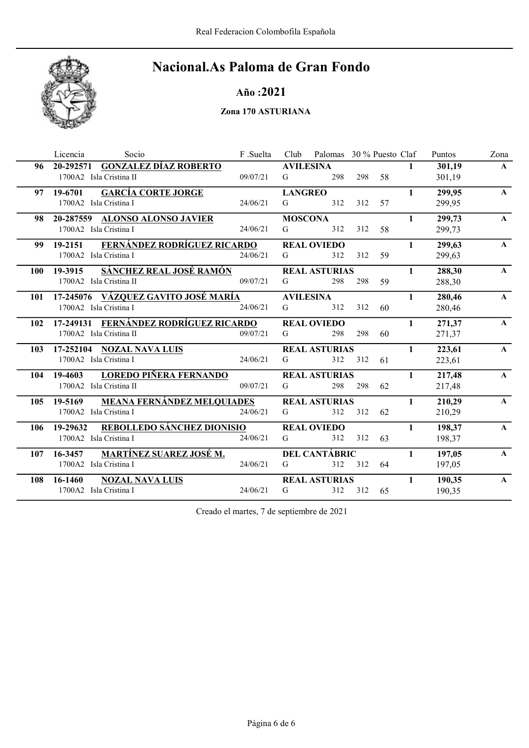# Nacional.As Paloma de Gran Fondo

## Año :2021

### Zona 170 ASTURIANA

| | Licencia | Socio | F .Suelta | Club | Palomas | 30 % | Puesto | Claf | Puntos | Zona |
|---|---|---|---|---|---|---|---|---|---|---|
| **96** | **20-292571** | **GONZALEZ DÍAZ ROBERTO** | | **AVILESINA** | | | | **1** | **301,19** | **A** |
| | 1700A2 | Isla Cristina II | 09/07/21 | G | 298 | 298 | 58 | | 301,19 | |
| **97** | **19-6701** | **GARCÍA CORTE JORGE** | | **LANGREO** | | | | **1** | **299,95** | **A** |
| | 1700A2 | Isla Cristina I | 24/06/21 | G | 312 | 312 | 57 | | 299,95 | |
| **98** | **20-287559** | **ALONSO ALONSO JAVIER** | | **MOSCONA** | | | | **1** | **299,73** | **A** |
| | 1700A2 | Isla Cristina I | 24/06/21 | G | 312 | 312 | 58 | | 299,73 | |
| **99** | **19-2151** | **FERNÁNDEZ RODRÍGUEZ RICARDO** | | **REAL OVIEDO** | | | | **1** | **299,63** | **A** |
| | 1700A2 | Isla Cristina I | 24/06/21 | G | 312 | 312 | 59 | | 299,63 | |
| **100** | **19-3915** | **SÁNCHEZ REAL JOSÉ RAMÓN** | | **REAL ASTURIAS** | | | | **1** | **288,30** | **A** |
| | 1700A2 | Isla Cristina II | 09/07/21 | G | 298 | 298 | 59 | | 288,30 | |
| **101** | **17-245076** | **VÁZQUEZ GAVITO JOSÉ MARÍA** | | **AVILESINA** | | | | **1** | **280,46** | **A** |
| | 1700A2 | Isla Cristina I | 24/06/21 | G | 312 | 312 | 60 | | 280,46 | |
| **102** | **17-249131** | **FERNÁNDEZ RODRÍGUEZ RICARDO** | | **REAL OVIEDO** | | | | **1** | **271,37** | **A** |
| | 1700A2 | Isla Cristina II | 09/07/21 | G | 298 | 298 | 60 | | 271,37 | |
| **103** | **17-252104** | **NOZAL NAVA LUIS** | | **REAL ASTURIAS** | | | | **1** | **223,61** | **A** |
| | 1700A2 | Isla Cristina I | 24/06/21 | G | 312 | 312 | 61 | | 223,61 | |
| **104** | **19-4603** | **LOREDO PIÑERA FERNANDO** | | **REAL ASTURIAS** | | | | **1** | **217,48** | **A** |
| | 1700A2 | Isla Cristina II | 09/07/21 | G | 298 | 298 | 62 | | 217,48 | |
| **105** | **19-5169** | **MEANA FERNÁNDEZ MELQUIADES** | | **REAL ASTURIAS** | | | | **1** | **210,29** | **A** |
| | 1700A2 | Isla Cristina I | 24/06/21 | G | 312 | 312 | 62 | | 210,29 | |
| **106** | **19-29632** | **REBOLLEDO SÁNCHEZ DIONISIO** | | **REAL OVIEDO** | | | | **1** | **198,37** | **A** |
| | 1700A2 | Isla Cristina I | 24/06/21 | G | 312 | 312 | 63 | | 198,37 | |
| **107** | **16-3457** | **MARTÍNEZ SUAREZ JOSÉ M.** | | **DEL CANTÁBRIC** | | | | **1** | **197,05** | **A** |
| | 1700A2 | Isla Cristina I | 24/06/21 | G | 312 | 312 | 64 | | 197,05 | |
| **108** | **16-1460** | **NOZAL NAVA LUIS** | | **REAL ASTURIAS** | | | | **1** | **190,35** | **A** |
| | 1700A2 | Isla Cristina I | 24/06/21 | G | 312 | 312 | 65 | | 190,35 | |

Creado el martes, 7 de septiembre de 2021